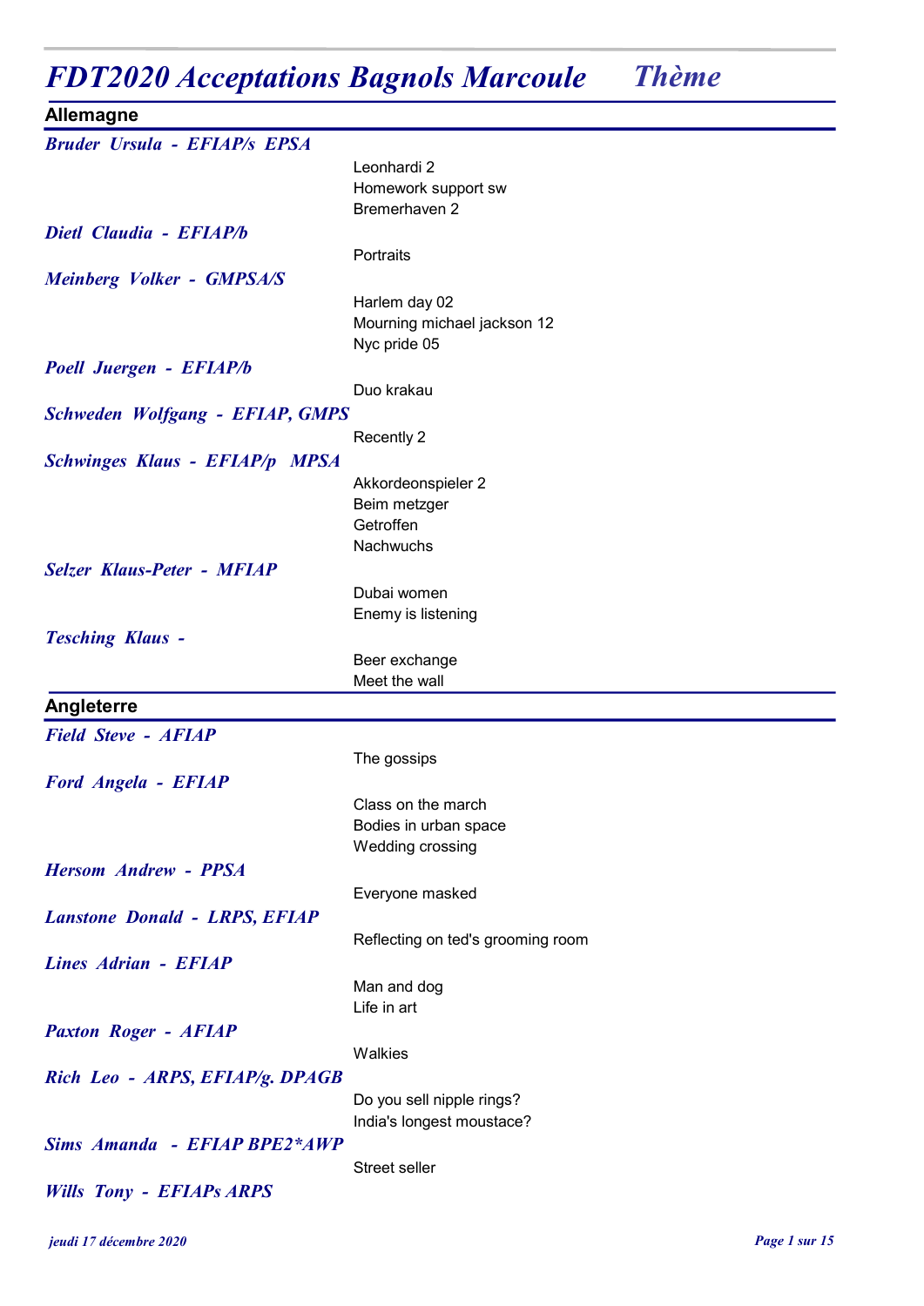# *FDT2020 Acceptations Bagnols Marcoule* *Thème*

## Allemagne

***Bruder Ursula - EFIAP/s EPSA***

Leonhardi 2
Homework support sw
Bremerhaven 2

***Dietl Claudia - EFIAP/b***

Portraits

***Meinberg Volker - GMPSA/S***

Harlem day 02
Mourning michael jackson 12
Nyc pride 05

***Poell Juergen - EFIAP/b***

Duo krakau

***Schweden Wolfgang - EFIAP, GMPS***

Recently 2

***Schwinges Klaus - EFIAP/p MPSA***

Akkordeonspieler 2
Beim metzger
Getroffen
Nachwuchs

***Selzer Klaus-Peter - MFIAP***

Dubai women
Enemy is listening

***Tesching Klaus -***

Beer exchange
Meet the wall

## Angleterre

***Field Steve - AFIAP***

The gossips

***Ford Angela - EFIAP***

Class on the march
Bodies in urban space
Wedding crossing

***Hersom Andrew - PPSA***

Everyone masked

***Lanstone Donald - LRPS, EFIAP***

Reflecting on ted's grooming room

***Lines Adrian - EFIAP***

Man and dog
Life in art

***Paxton Roger - AFIAP***

Walkies

***Rich Leo - ARPS, EFIAP/g. DPAGB***

Do you sell nipple rings?
India's longest moustace?

***Sims Amanda - EFIAP BPE2*AWP***

Street seller

***Wills Tony - EFIAPs ARPS***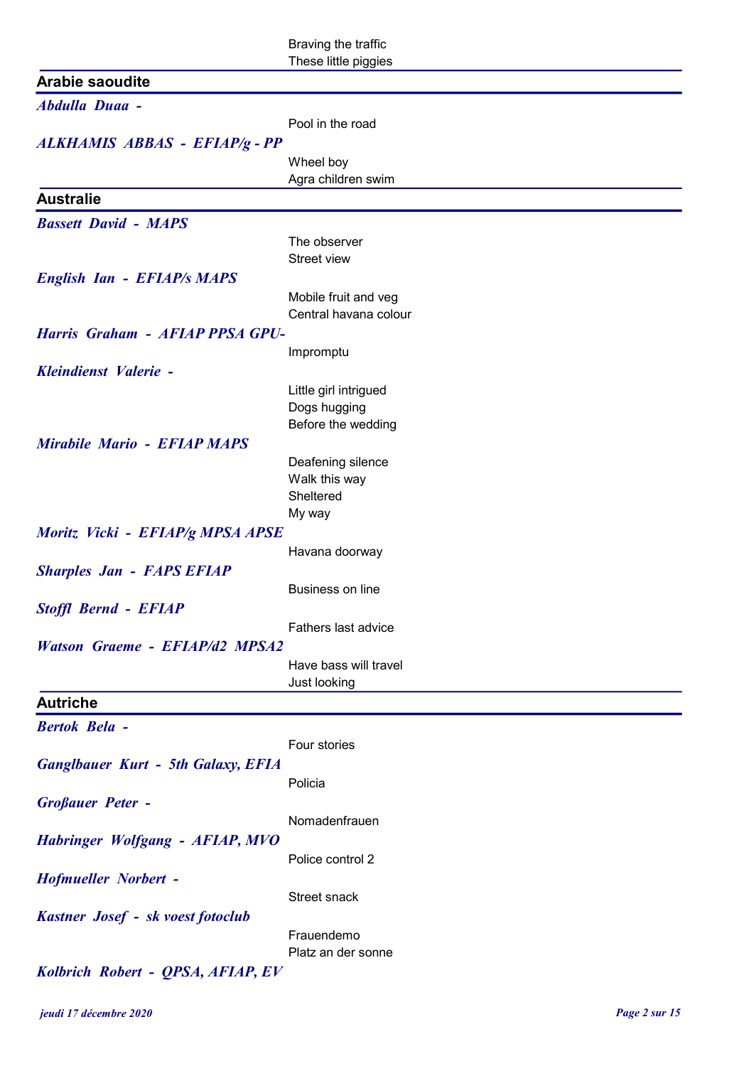Braving the traffic
These little piggies

## Arabie saoudite

***Abdulla Duaa -***

Pool in the road

***ALKHAMIS ABBAS - EFIAP/g - PP***

Wheel boy
Agra children swim

## Australie

***Bassett David - MAPS***

The observer
Street view

***English Ian - EFIAP/s MAPS***

Mobile fruit and veg
Central havana colour

***Harris Graham - AFIAP PPSA GPU-***

Impromptu

***Kleindienst Valerie -***

Little girl intrigued
Dogs hugging
Before the wedding

***Mirabile Mario - EFIAP MAPS***

Deafening silence
Walk this way
Sheltered
My way

***Moritz Vicki - EFIAP/g MPSA APSE***

Havana doorway

***Sharples Jan - FAPS EFIAP***

Business on line

***Stoffl Bernd - EFIAP***

Fathers last advice

***Watson Graeme - EFIAP/d2 MPSA2***

Have bass will travel
Just looking

## Autriche

***Bertok Bela -***

Four stories

***Ganglbauer Kurt - 5th Galaxy, EFIA***

Policia

***Großauer Peter -***

Nomadenfrauen

***Habringer Wolfgang - AFIAP, MVO***

Police control 2

***Hofmueller Norbert -***

Street snack

***Kastner Josef - sk voest fotoclub***

Frauendemo
Platz an der sonne

***Kolbrich Robert - QPSA, AFIAP, EV***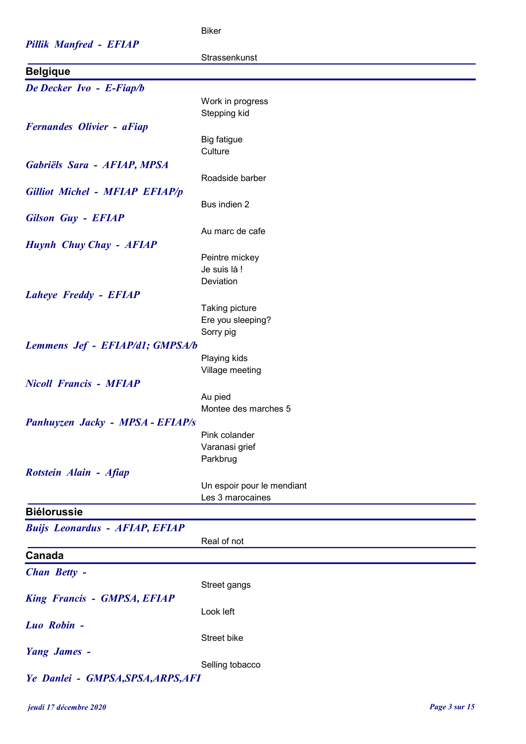Biker

***Pillik Manfred - EFIAP***

Strassenkunst

## Belgique

***De Decker Ivo - E-Fiap/b***

Work in progress
Stepping kid

***Fernandes Olivier - aFiap***

Big fatigue
Culture

***Gabriëls Sara - AFIAP, MPSA***

Roadside barber

***Gilliot Michel - MFIAP EFIAP/p***

Bus indien 2

***Gilson Guy - EFIAP***

Au marc de cafe

***Huynh Chuy Chay - AFIAP***

Peintre mickey
Je suis là !
Deviation

***Laheye Freddy - EFIAP***

Taking picture
Ere you sleeping?
Sorry pig

***Lemmens Jef - EFIAP/d1; GMPSA/b***

Playing kids
Village meeting

***Nicoll Francis - MFIAP***

Au pied
Montee des marches 5

***Panhuyzen Jacky - MPSA - EFIAP/s***

Pink colander
Varanasi grief
Parkbrug

***Rotstein Alain - Afiap***

Un espoir pour le mendiant
Les 3 marocaines

## Biélorussie

***Buijs Leonardus - AFIAP, EFIAP***

Real of not

## Canada

***Chan Betty -***

Street gangs

***King Francis - GMPSA, EFIAP***

Look left

***Luo Robin -***

Street bike

***Yang James -***

Selling tobacco

***Ye Danlei - GMPSA,SPSA,ARPS,AFI***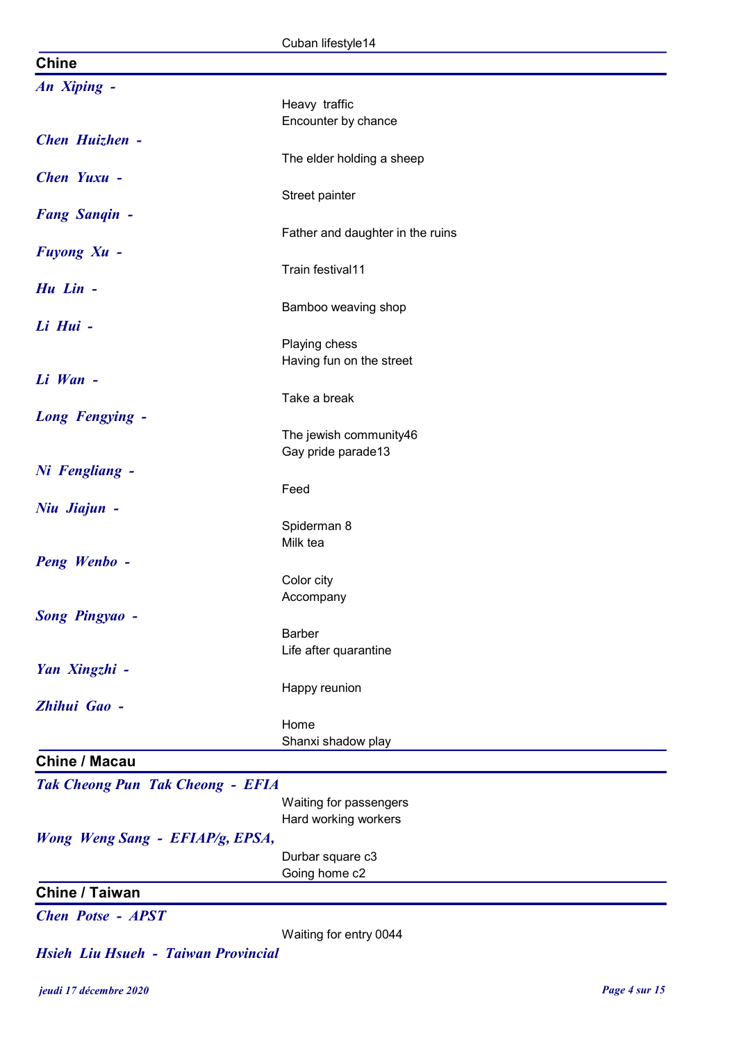Cuban lifestyle14

## Chine

***An Xiping -***

Heavy traffic
Encounter by chance

***Chen Huizhen -***

The elder holding a sheep

***Chen Yuxu -***

Street painter

***Fang Sanqin -***

Father and daughter in the ruins

***Fuyong Xu -***

Train festival11

***Hu Lin -***

Bamboo weaving shop

***Li Hui -***

Playing chess
Having fun on the street

***Li Wan -***

Take a break

***Long Fengying -***

The jewish community46
Gay pride parade13

***Ni Fengliang -***

Feed

***Niu Jiajun -***

Spiderman 8
Milk tea

***Peng Wenbo -***

Color city
Accompany

***Song Pingyao -***

Barber
Life after quarantine

***Yan Xingzhi -***

Happy reunion

***Zhihui Gao -***

Home
Shanxi shadow play

## Chine / Macau

***Tak Cheong Pun Tak Cheong - EFIA***

Waiting for passengers
Hard working workers

***Wong Weng Sang - EFIAP/g, EPSA,***

Durbar square c3
Going home c2

## Chine / Taiwan

***Chen Potse - APST***

Waiting for entry 0044

***Hsieh Liu Hsueh - Taiwan Provincial***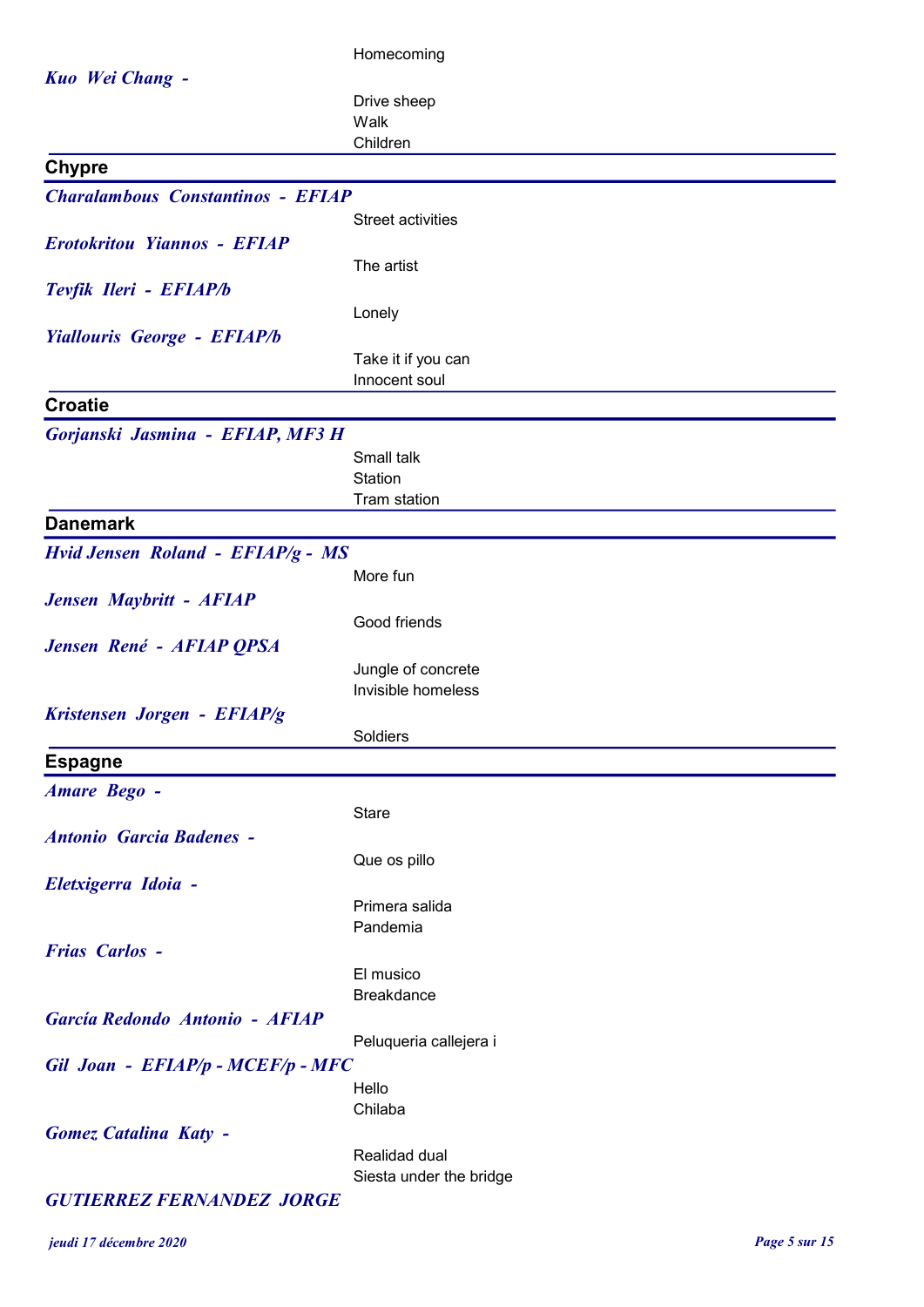Homecoming

***Kuo Wei Chang -***

Drive sheep
Walk
Children

## Chypre

***Charalambous Constantinos - EFIAP***

Street activities

***Erotokritou Yiannos - EFIAP***

The artist

***Tevfik Ileri - EFIAP/b***

Lonely

***Yiallouris George - EFIAP/b***

Take it if you can
Innocent soul

## Croatie

***Gorjanski Jasmina - EFIAP, MF3 H***

Small talk
Station
Tram station

## Danemark

***Hvid Jensen Roland - EFIAP/g - MS***

More fun

***Jensen Maybritt - AFIAP***

Good friends

***Jensen René - AFIAP QPSA***

Jungle of concrete
Invisible homeless

***Kristensen Jorgen - EFIAP/g***

Soldiers

## Espagne

***Amare Bego -***

Stare

***Antonio Garcia Badenes -***

Que os pillo

***Eletxigerra Idoia -***

Primera salida
Pandemia

***Frias Carlos -***

El musico
Breakdance

***García Redondo Antonio - AFIAP***

Peluqueria callejera i

***Gil Joan - EFIAP/p - MCEF/p - MFC***

Hello
Chilaba

***Gomez Catalina Katy -***

Realidad dual
Siesta under the bridge

***GUTIERREZ FERNANDEZ JORGE***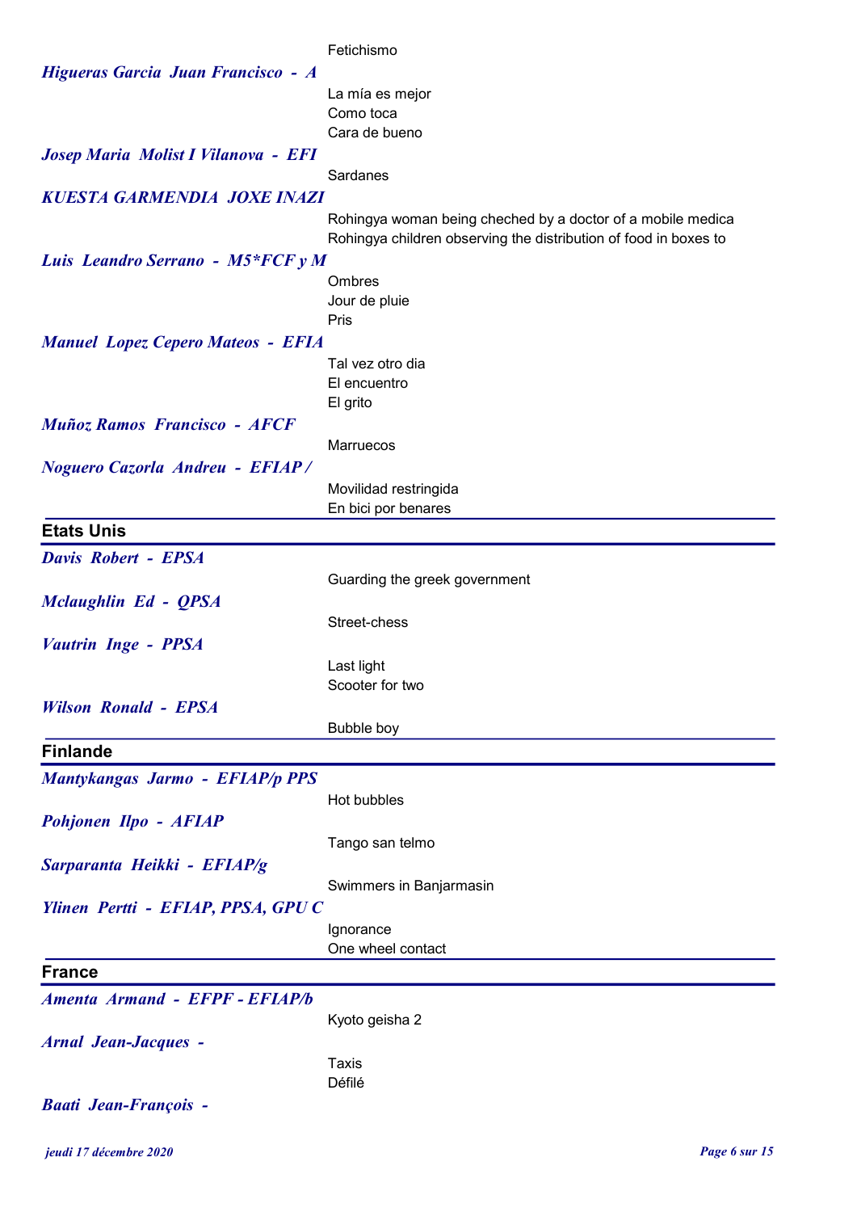Fetichismo

*Higueras Garcia Juan Francisco - A*

La mía es mejor
Como toca
Cara de bueno

*Josep Maria Molist I Vilanova - EFI*

Sardanes

*KUESTA GARMENDIA JOXE INAZI*

Rohingya woman being cheched by a doctor of a mobile medica
Rohingya children observing the distribution of food in boxes to

*Luis Leandro Serrano - M5*FCF y M*

Ombres
Jour de pluie
Pris

*Manuel Lopez Cepero Mateos - EFIA*

Tal vez otro dia
El encuentro
El grito

*Muñoz Ramos Francisco - AFCF*

Marruecos

*Noguero Cazorla Andreu - EFIAP /*

Movilidad restringida
En bici por benares

## Etats Unis

*Davis Robert - EPSA*

Guarding the greek government

*Mclaughlin Ed - QPSA*

Street-chess

*Vautrin Inge - PPSA*

Last light
Scooter for two

*Wilson Ronald - EPSA*

Bubble boy

## Finlande

*Mantykangas Jarmo - EFIAP/p PPS*

Hot bubbles

*Pohjonen Ilpo - AFIAP*

Tango san telmo

*Sarparanta Heikki - EFIAP/g*

Swimmers in Banjarmasin

*Ylinen Pertti - EFIAP, PPSA, GPU C*

Ignorance
One wheel contact

## France

*Amenta Armand - EFPF - EFIAP/b*

Kyoto geisha 2

*Arnal Jean-Jacques -*

Taxis
Défilé

*Baati Jean-François -*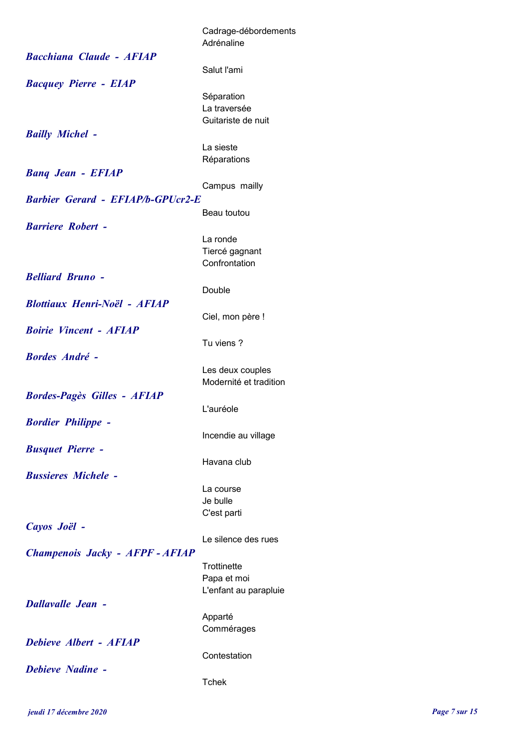Cadrage-débordements
Adrénaline

***Bacchiana Claude - AFIAP***

Salut l'ami

***Bacquey Pierre - EIAP***

Séparation
La traversée
Guitariste de nuit

***Bailly Michel -***

La sieste
Réparations

***Banq Jean - EFIAP***

Campus mailly

***Barbier Gerard - EFIAP/b-GPUcr2-E***

Beau toutou

***Barriere Robert -***

La ronde
Tiercé gagnant
Confrontation

***Belliard Bruno -***

Double

***Blottiaux Henri-Noël - AFIAP***

Ciel, mon père !

***Boirie Vincent - AFIAP***

Tu viens ?

***Bordes André -***

Les deux couples
Modernité et tradition

***Bordes-Pagès Gilles - AFIAP***

L'auréole

***Bordier Philippe -***

Incendie au village

***Busquet Pierre -***

Havana club

***Bussieres Michele -***

La course
Je bulle
C'est parti

***Cayos Joël -***

Le silence des rues

***Champenois Jacky - AFPF - AFIAP***

Trottinette
Papa et moi
L'enfant au parapluie

***Dallavalle Jean -***

Apparté
Commérages

***Debieve Albert - AFIAP***

Contestation

***Debieve Nadine -***

Tchek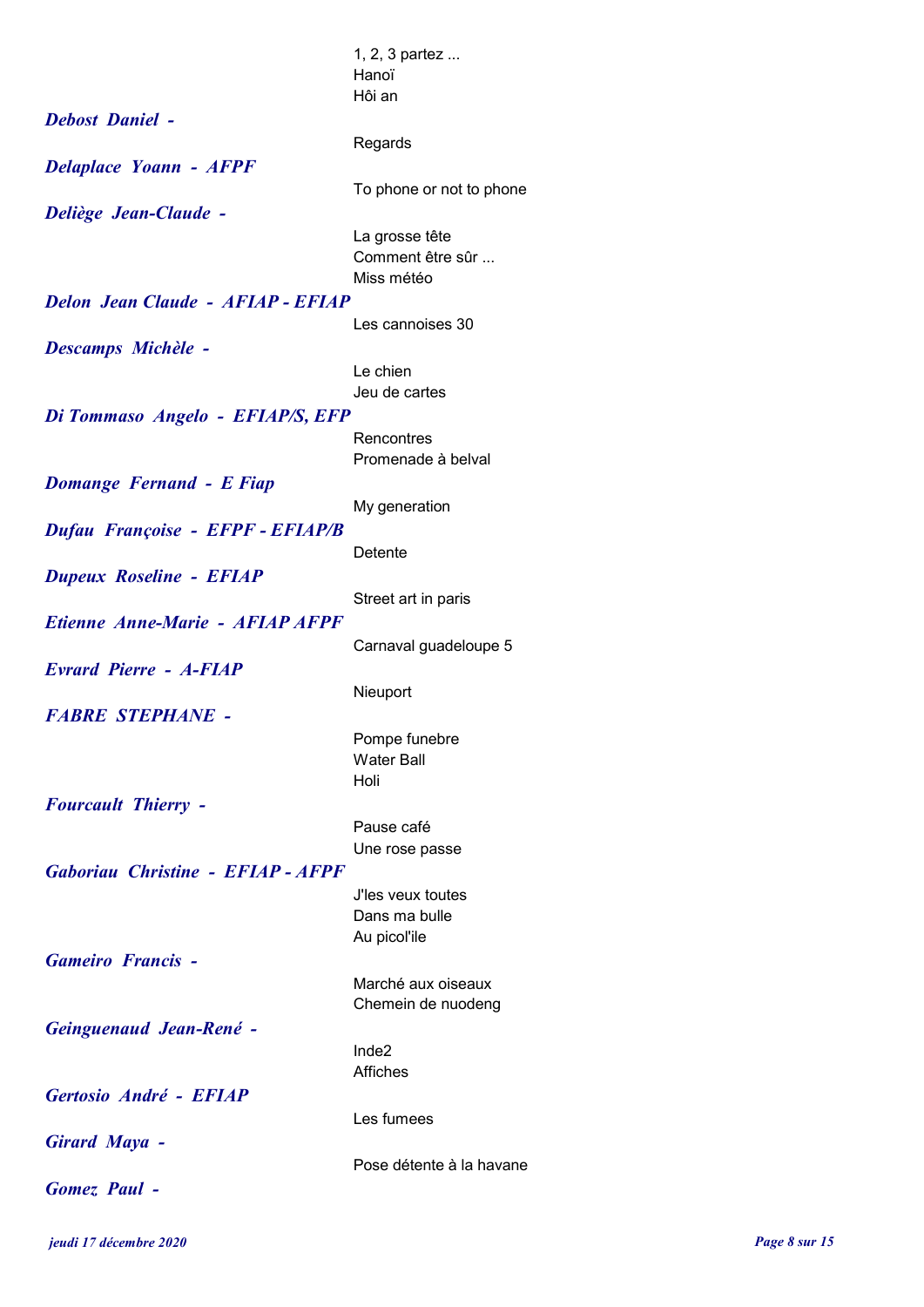1, 2, 3 partez ...
Hanoï
Hôi an

***Debost Daniel -***

Regards

***Delaplace Yoann - AFPF***

To phone or not to phone

***Deliège Jean-Claude -***

La grosse tête
Comment être sûr ...
Miss météo

***Delon Jean Claude - AFIAP - EFIAP***

Les cannoises 30

***Descamps Michèle -***

Le chien
Jeu de cartes

***Di Tommaso Angelo - EFIAP/S, EFP***

Rencontres
Promenade à belval

***Domange Fernand - E Fiap***

My generation

***Dufau Françoise - EFPF - EFIAP/B***

Detente

***Dupeux Roseline - EFIAP***

Street art in paris

***Etienne Anne-Marie - AFIAP AFPF***

Carnaval guadeloupe 5

***Evrard Pierre - A-FIAP***

Nieuport

***FABRE STEPHANE -***

Pompe funebre
Water Ball
Holi

***Fourcault Thierry -***

Pause café
Une rose passe

***Gaboriau Christine - EFIAP - AFPF***

J'les veux toutes
Dans ma bulle
Au picol'ile

***Gameiro Francis -***

Marché aux oiseaux
Chemein de nuodeng

***Geinguenaud Jean-René -***

Inde2
Affiches

***Gertosio André - EFIAP***

Les fumees

***Girard Maya -***

Pose détente à la havane

***Gomez Paul -***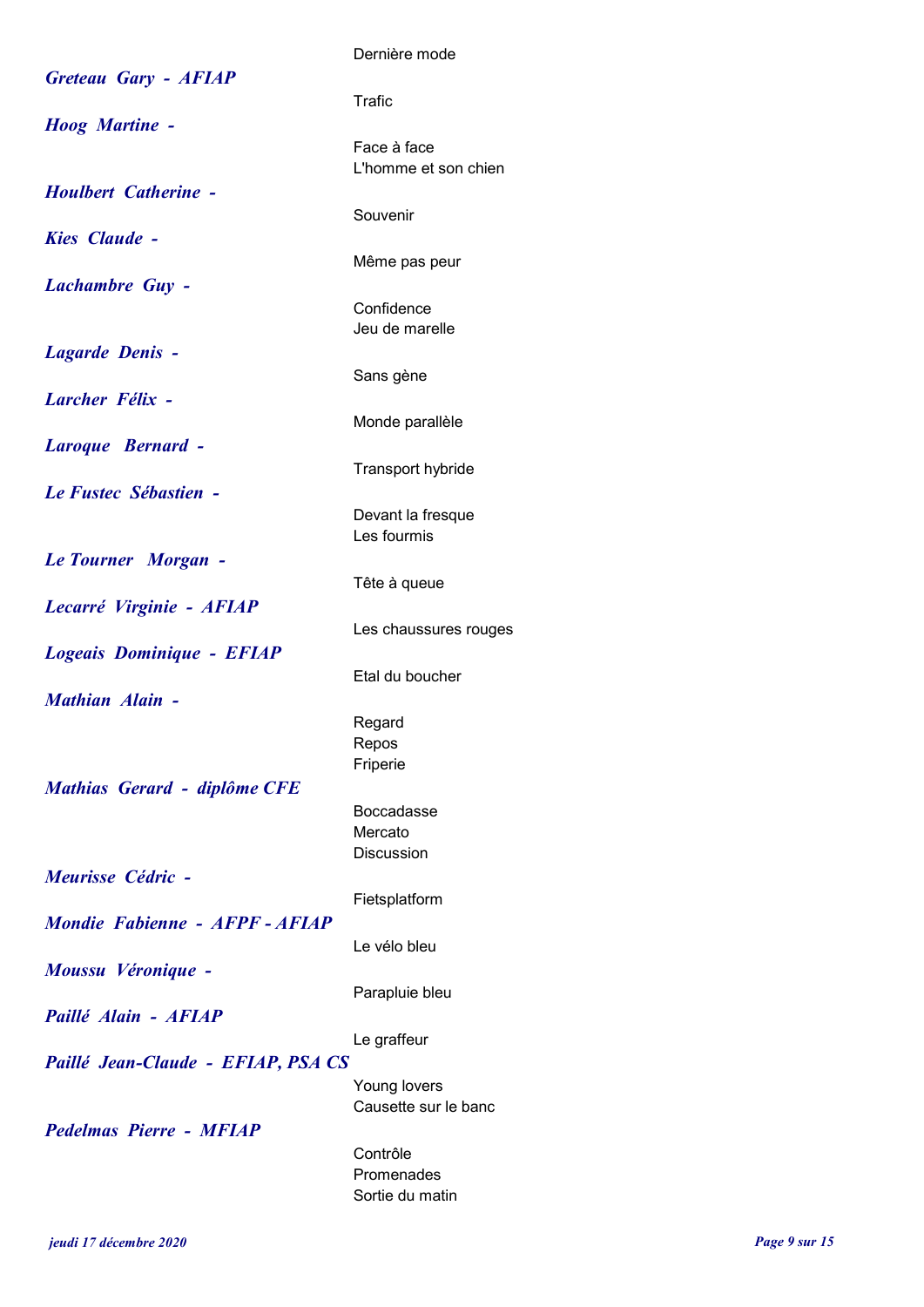Dernière mode

***Greteau Gary - AFIAP***

Trafic

***Hoog Martine -***

Face à face
L'homme et son chien

***Houlbert Catherine -***

Souvenir

***Kies Claude -***

Même pas peur

***Lachambre Guy -***

Confidence
Jeu de marelle

***Lagarde Denis -***

Sans gène

***Larcher Félix -***

Monde parallèle

***Laroque Bernard -***

Transport hybride

***Le Fustec Sébastien -***

Devant la fresque
Les fourmis

***Le Tourner Morgan -***

Tête à queue

***Lecarré Virginie - AFIAP***

Les chaussures rouges

***Logeais Dominique - EFIAP***

Etal du boucher

***Mathian Alain -***

Regard
Repos
Friperie

***Mathias Gerard - diplôme CFE***

Boccadasse
Mercato
Discussion

***Meurisse Cédric -***

Fietsplatform

***Mondie Fabienne - AFPF - AFIAP***

Le vélo bleu

***Moussu Véronique -***

Parapluie bleu

***Paillé Alain - AFIAP***

Le graffeur

***Paillé Jean-Claude - EFIAP, PSA CS***

Young lovers
Causette sur le banc

***Pedelmas Pierre - MFIAP***

Contrôle
Promenades
Sortie du matin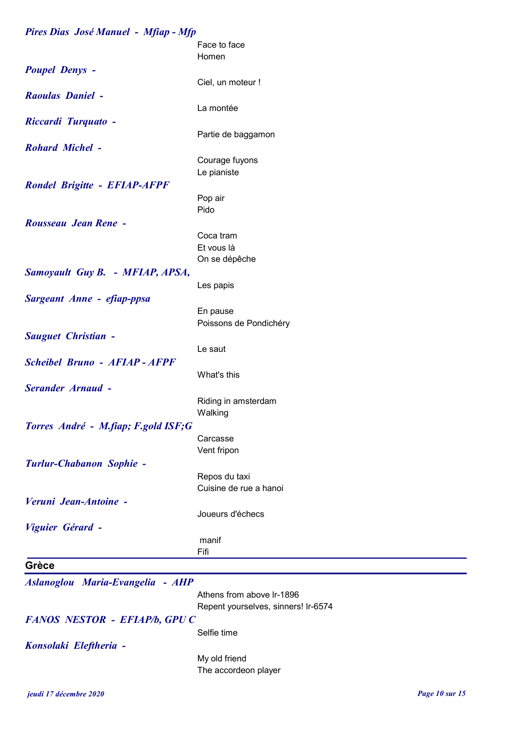***Pires Dias José Manuel - Mfiap - Mfp***

Face to face
Homen

***Poupel Denys -***

Ciel, un moteur !

***Raoulas Daniel -***

La montée

***Riccardi Turquato -***

Partie de baggamon

***Rohard Michel -***

Courage fuyons
Le pianiste

***Rondel Brigitte - EFIAP-AFPF***

Pop air
Pido

***Rousseau Jean Rene -***

Coca tram
Et vous là
On se dépêche

***Samoyault Guy B. - MFIAP, APSA,***

Les papis

***Sargeant Anne - efiap-ppsa***

En pause
Poissons de Pondichéry

***Sauguet Christian -***

Le saut

***Scheibel Bruno - AFIAP - AFPF***

What's this

***Serander Arnaud -***

Riding in amsterdam
Walking

***Torres André - M.fiap; F.gold ISF;G***

Carcasse
Vent fripon

***Turlur-Chabanon Sophie -***

Repos du taxi
Cuisine de rue a hanoi

***Veruni Jean-Antoine -***

Joueurs d'échecs

***Viguier Gérard -***

manif
Fifi

## Grèce

***Aslanoglou Maria-Evangelia - AHP***

Athens from above lr-1896
Repent yourselves, sinners! lr-6574

***FANOS NESTOR - EFIAP/b, GPU C***

Selfie time

***Konsolaki Eleftheria -***

My old friend
The accordeon player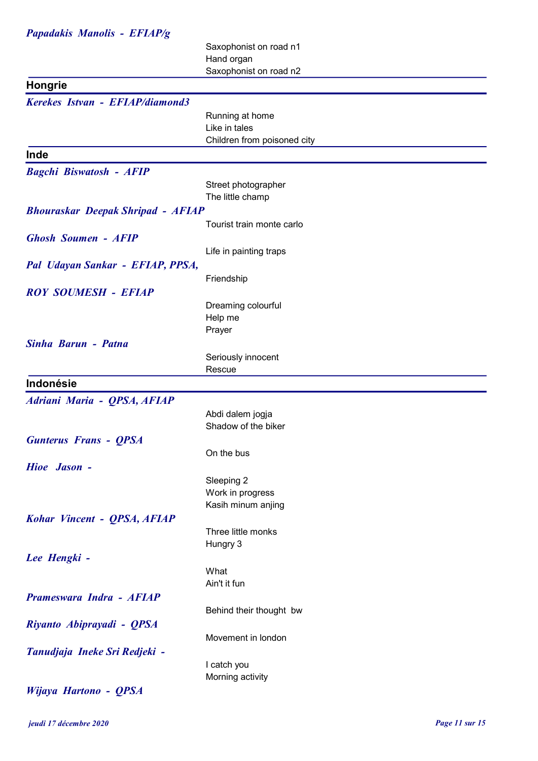***Papadakis Manolis - EFIAP/g***

Saxophonist on road n1
Hand organ
Saxophonist on road n2

## Hongrie

***Kerekes Istvan - EFIAP/diamond3***

Running at home
Like in tales
Children from poisoned city

## Inde

***Bagchi Biswatosh - AFIP***

Street photographer
The little champ

***Bhouraskar Deepak Shripad - AFIAP***

Tourist train monte carlo

***Ghosh Soumen - AFIP***

Life in painting traps

***Pal Udayan Sankar - EFIAP, PPSA,***

Friendship

***ROY SOUMESH - EFIAP***

Dreaming colourful
Help me
Prayer

***Sinha Barun - Patna***

Seriously innocent
Rescue

## Indonésie

***Adriani Maria - QPSA, AFIAP***

Abdi dalem jogja
Shadow of the biker

***Gunterus Frans - QPSA***

On the bus

***Hioe Jason -***

Sleeping 2
Work in progress
Kasih minum anjing

***Kohar Vincent - QPSA, AFIAP***

Three little monks
Hungry 3

***Lee Hengki -***

What
Ain't it fun

***Prameswara Indra - AFIAP***

Behind their thought bw

***Riyanto Abiprayadi - QPSA***

Movement in london

***Tanudjaja Ineke Sri Redjeki -***

I catch you
Morning activity

***Wijaya Hartono - QPSA***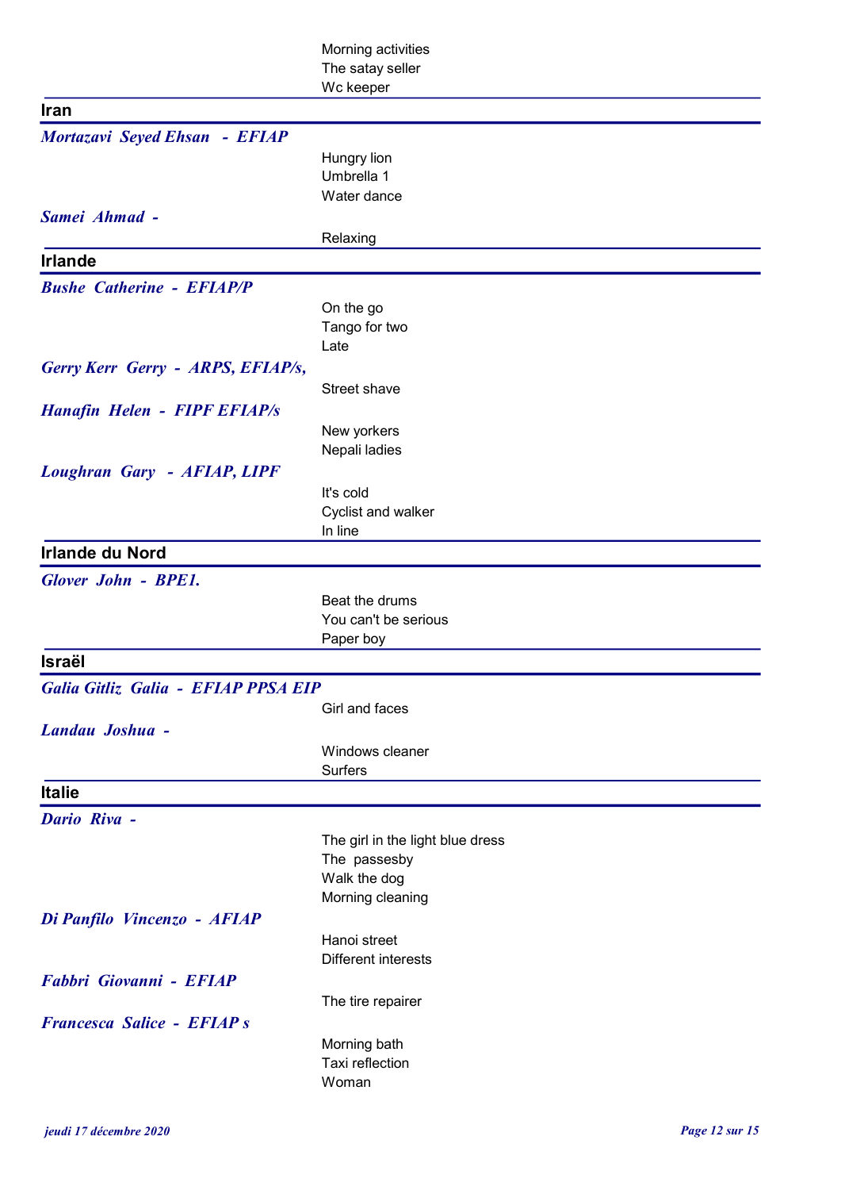Morning activities
The satay seller
Wc keeper

## Iran

***Mortazavi Seyed Ehsan - EFIAP***

Hungry lion
Umbrella 1
Water dance

***Samei Ahmad -***

Relaxing

## Irlande

***Bushe Catherine - EFIAP/P***

On the go
Tango for two
Late

***Gerry Kerr Gerry - ARPS, EFIAP/s,***

Street shave

***Hanafin Helen - FIPF EFIAP/s***

New yorkers
Nepali ladies

***Loughran Gary - AFIAP, LIPF***

It's cold
Cyclist and walker
In line

## Irlande du Nord

***Glover John - BPE1.***

Beat the drums
You can't be serious
Paper boy

## Israël

***Galia Gitliz Galia - EFIAP PPSA EIP***

Girl and faces

***Landau Joshua -***

Windows cleaner
Surfers

## Italie

***Dario Riva -***

The girl in the light blue dress
The passesby
Walk the dog
Morning cleaning

***Di Panfilo Vincenzo - AFIAP***

Hanoi street
Different interests

***Fabbri Giovanni - EFIAP***

The tire repairer

***Francesca Salice - EFIAP s***

Morning bath
Taxi reflection
Woman

*jeudi 17 décembre 2020*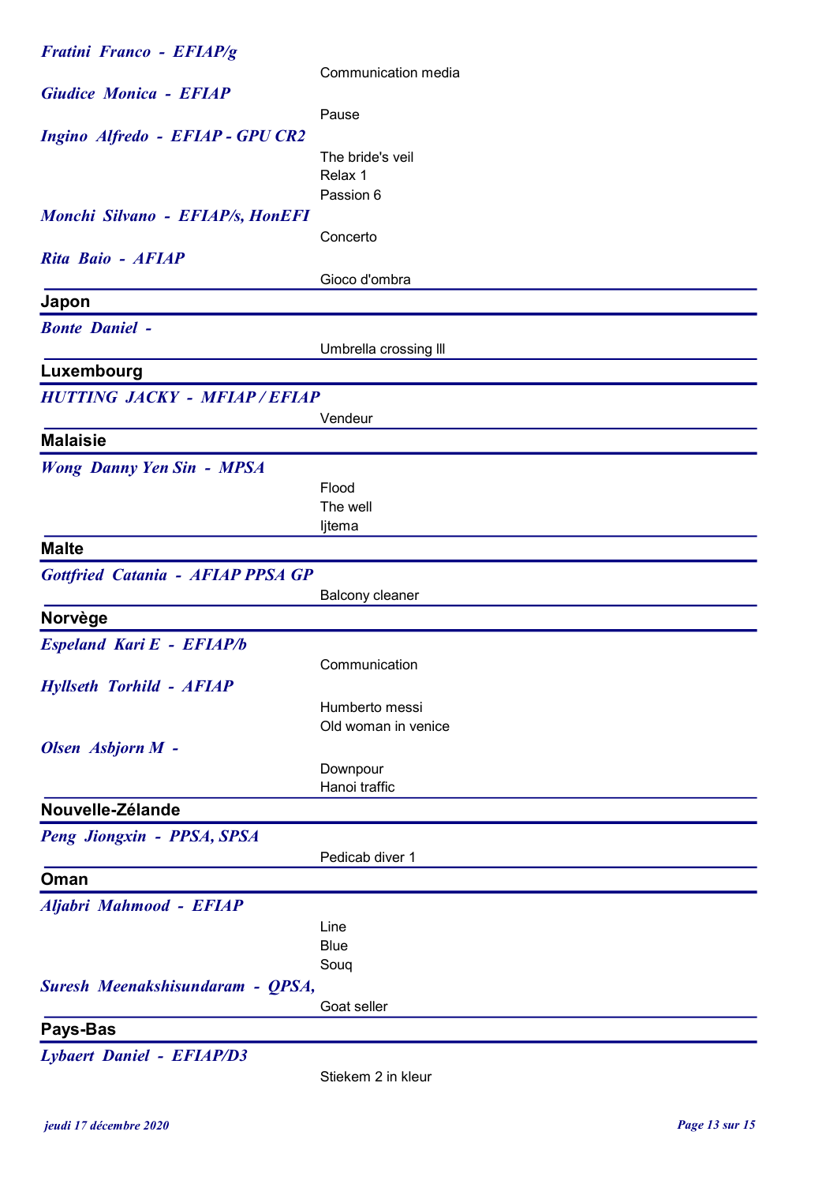*Fratini Franco - EFIAP/g*

Communication media

*Giudice Monica - EFIAP*

Pause

*Ingino Alfredo - EFIAP - GPU CR2*

The bride's veil
Relax 1
Passion 6

*Monchi Silvano - EFIAP/s, HonEFI*

Concerto

*Rita Baio - AFIAP*

Gioco d'ombra

## Japon

*Bonte Daniel -*

Umbrella crossing lll

## Luxembourg

*HUTTING JACKY - MFIAP / EFIAP*

Vendeur

## Malaisie

*Wong Danny Yen Sin - MPSA*

Flood
The well
Ijtema

## Malte

*Gottfried Catania - AFIAP PPSA GP*

Balcony cleaner

## Norvège

*Espeland Kari E - EFIAP/b*

Communication

*Hyllseth Torhild - AFIAP*

Humberto messi
Old woman in venice

*Olsen Asbjorn M -*

Downpour
Hanoi traffic

## Nouvelle-Zélande

*Peng Jiongxin - PPSA, SPSA*

Pedicab diver 1

## Oman

*Aljabri Mahmood - EFIAP*

Line
Blue
Souq

*Suresh Meenakshisundaram - QPSA,*

Goat seller

## Pays-Bas

*Lybaert Daniel - EFIAP/D3*

Stiekem 2 in kleur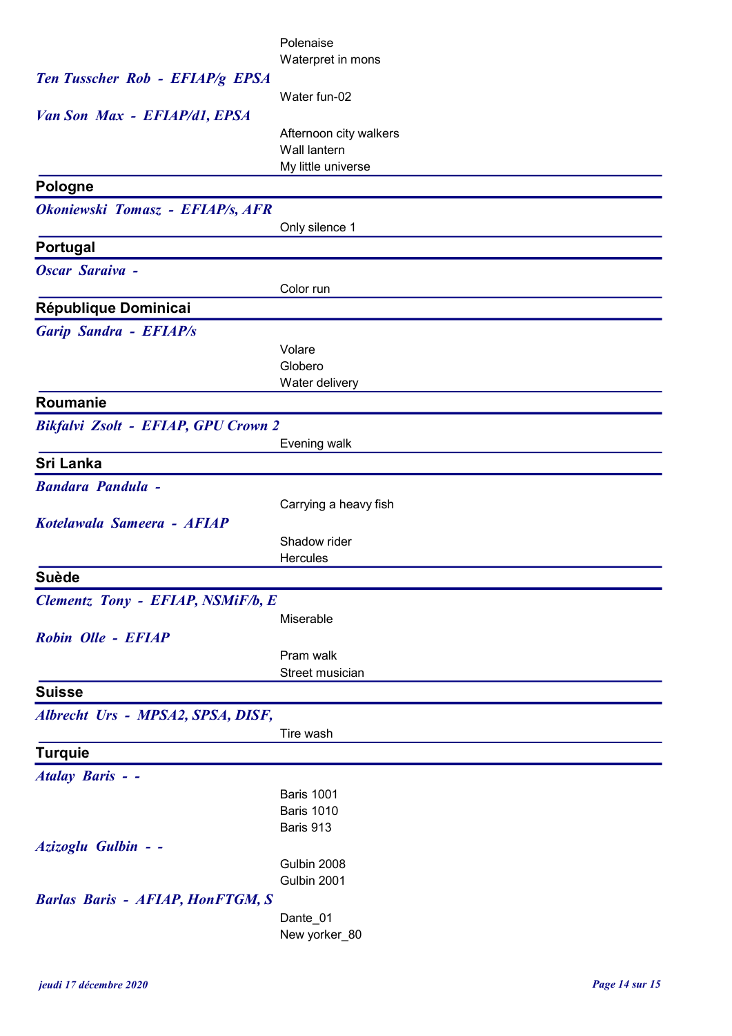Polenaise
Waterpret in mons

*Ten Tusscher Rob - EFIAP/g EPSA*

Water fun-02

*Van Son Max - EFIAP/d1, EPSA*

Afternoon city walkers
Wall lantern
My little universe

## Pologne

*Okoniewski Tomasz - EFIAP/s, AFR*

Only silence 1

## Portugal

*Oscar Saraiva -*

Color run

## République Dominicai

*Garip Sandra - EFIAP/s*

Volare
Globero
Water delivery

## Roumanie

*Bikfalvi Zsolt - EFIAP, GPU Crown 2*

Evening walk

## Sri Lanka

*Bandara Pandula -*

Carrying a heavy fish

*Kotelawala Sameera - AFIAP*

Shadow rider
Hercules

## Suède

*Clementz Tony - EFIAP, NSMiF/b, E*

Miserable

*Robin Olle - EFIAP*

Pram walk
Street musician

## Suisse

*Albrecht Urs - MPSA2, SPSA, DISF,*

Tire wash

## Turquie

*Atalay Baris - -*

Baris 1001
Baris 1010
Baris 913

*Azizoglu Gulbin - -*

Gulbin 2008
Gulbin 2001

*Barlas Baris - AFIAP, HonFTGM, S*

Dante_01
New yorker_80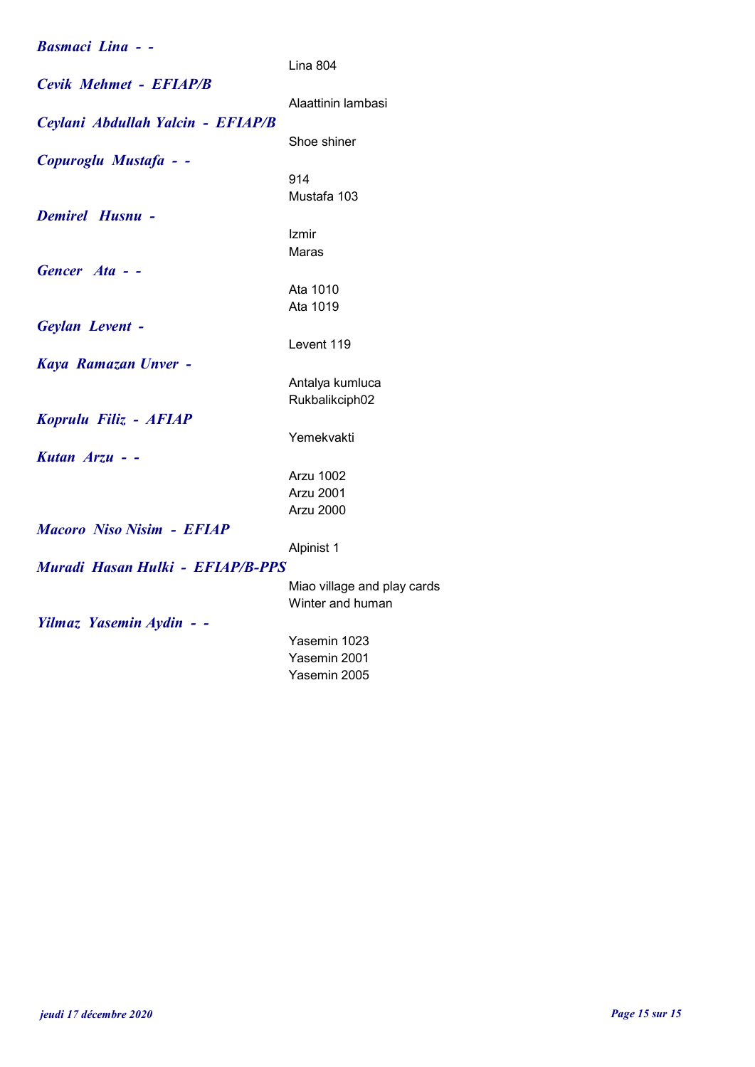***Basmaci Lina - -***

Lina 804

***Cevik Mehmet - EFIAP/B***

Alaattinin lambasi

***Ceylani Abdullah Yalcin - EFIAP/B***

Shoe shiner

***Copuroglu Mustafa - -***

914
Mustafa 103

***Demirel Husnu -***

Izmir
Maras

***Gencer Ata - -***

Ata 1010
Ata 1019

***Geylan Levent -***

Levent 119

***Kaya Ramazan Unver -***

Antalya kumluca
Rukbalikciph02

***Koprulu Filiz - AFIAP***

Yemekvakti

***Kutan Arzu - -***

Arzu 1002
Arzu 2001
Arzu 2000

***Macoro Niso Nisim - EFIAP***

Alpinist 1

***Muradi Hasan Hulki - EFIAP/B-PPS***

Miao village and play cards
Winter and human

***Yilmaz Yasemin Aydin - -***

Yasemin 1023
Yasemin 2001
Yasemin 2005